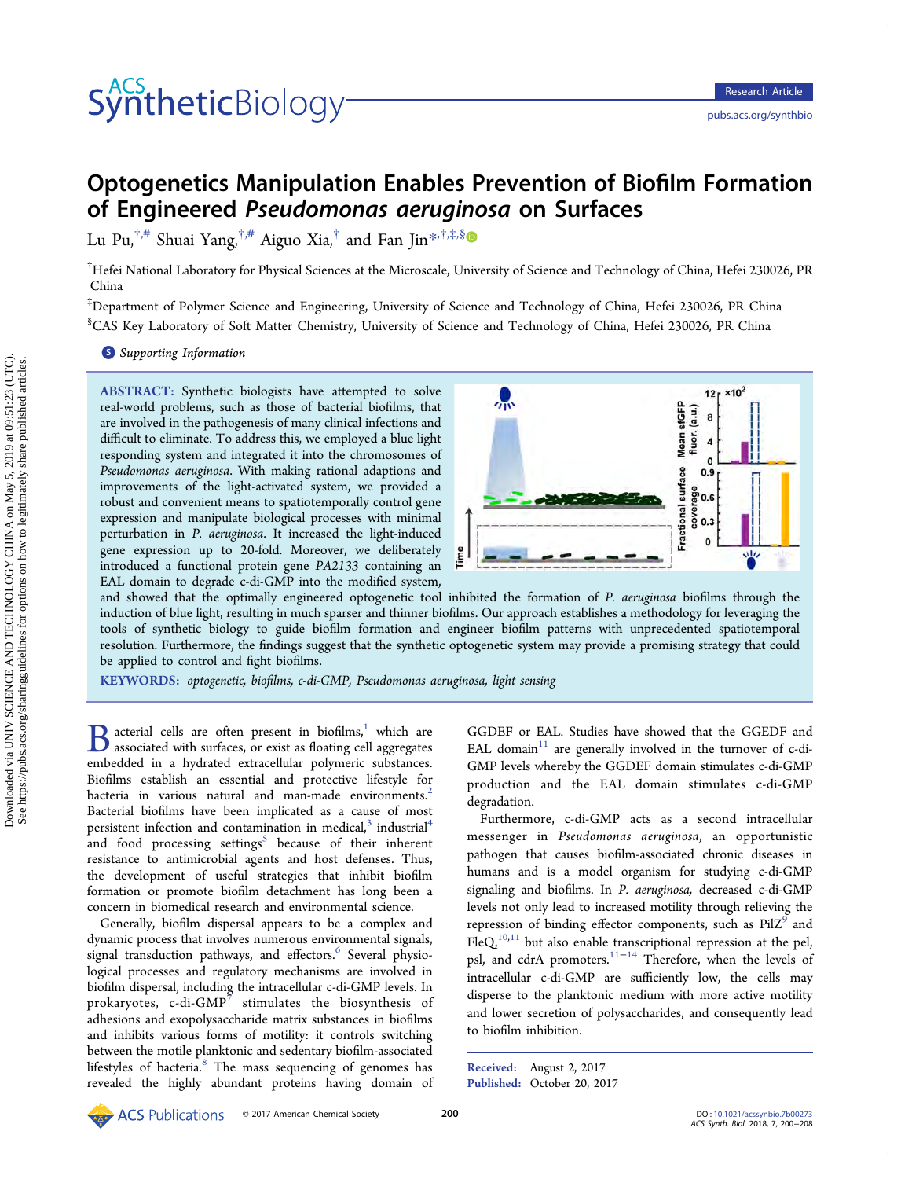# Optogenetics Manipulation Enables Prevention of Biofilm Formation of Engineered *Pseudomonas aeruginosa* on Surfaces

Lu Pu,[†,#] Shuai Yang,[†,#] Aiguo Xia,[†] and Fan Jin*[,†,‡,§]

[†]Hefei National Laboratory for Physical Sciences at the Microscale, University of Science and Technology of China, Hefei 230026, PR China

[‡]Department of Polymer Science and Engineering, University of Science and Technology of China, Hefei 230026, PR China

[§]CAS Key Laboratory of Soft Matter Chemistry, University of Science and Technology of China, Hefei 230026, PR China

Supporting Information

**ABSTRACT:** Synthetic biologists have attempted to solve real-world problems, such as those of bacterial biofilms, that are involved in the pathogenesis of many clinical infections and difficult to eliminate. To address this, we employed a blue light responding system and integrated it into the chromosomes of *Pseudomonas aeruginosa*. With making rational adaptions and improvements of the light-activated system, we provided a robust and convenient means to spatiotemporally control gene expression and manipulate biological processes with minimal perturbation in *P. aeruginosa*. It increased the light-induced gene expression up to 20-fold. Moreover, we deliberately introduced a functional protein gene *PA2133* containing an EAL domain to degrade c-di-GMP into the modified system, and showed that the optimally engineered optogenetic tool inhibited the formation of *P. aeruginosa* biofilms through the induction of blue light, resulting in much sparser and thinner biofilms. Our approach establishes a methodology for leveraging the tools of synthetic biology to guide biofilm formation and engineer biofilm patterns with unprecedented spatiotemporal resolution. Furthermore, the findings suggest that the synthetic optogenetic system may provide a promising strategy that could be applied to control and fight biofilms.

**KEYWORDS:** *optogenetic, biofilms, c-di-GMP, Pseudomonas aeruginosa, light sensing*

Bacterial cells are often present in biofilms,[1] which are associated with surfaces, or exist as floating cell aggregates embedded in a hydrated extracellular polymeric substances. Biofilms establish an essential and protective lifestyle for bacteria in various natural and man-made environments.[2] Bacterial biofilms have been implicated as a cause of most persistent infection and contamination in medical,[3] industrial[4] and food processing settings[5] because of their inherent resistance to antimicrobial agents and host defenses. Thus, the development of useful strategies that inhibit biofilm formation or promote biofilm detachment has long been a concern in biomedical research and environmental science.

Generally, biofilm dispersal appears to be a complex and dynamic process that involves numerous environmental signals, signal transduction pathways, and effectors.[6] Several physiological processes and regulatory mechanisms are involved in biofilm dispersal, including the intracellular c-di-GMP levels. In prokaryotes, c-di-GMP[7] stimulates the biosynthesis of adhesions and exopolysaccharide matrix substances in biofilms and inhibits various forms of motility: it controls switching between the motile planktonic and sedentary biofilm-associated lifestyles of bacteria.[8] The mass sequencing of genomes has revealed the highly abundant proteins having domain of GGDEF or EAL. Studies have showed that the GGEDF and EAL domain[11] are generally involved in the turnover of c-di-GMP levels whereby the GGDEF domain stimulates c-di-GMP production and the EAL domain stimulates c-di-GMP degradation.

Furthermore, c-di-GMP acts as a second intracellular messenger in *Pseudomonas aeruginosa*, an opportunistic pathogen that causes biofilm-associated chronic diseases in humans and is a model organism for studying c-di-GMP signaling and biofilms. In *P. aeruginosa,* decreased c-di-GMP levels not only lead to increased motility through relieving the repression of binding effector components, such as PilZ[9] and FleQ,[10,11] but also enable transcriptional repression at the pel, psl, and cdrA promoters.[11−14] Therefore, when the levels of intracellular c-di-GMP are sufficiently low, the cells may disperse to the planktonic medium with more active motility and lower secretion of polysaccharides, and consequently lead to biofilm inhibition.

Received: August 2, 2017
Published: October 20, 2017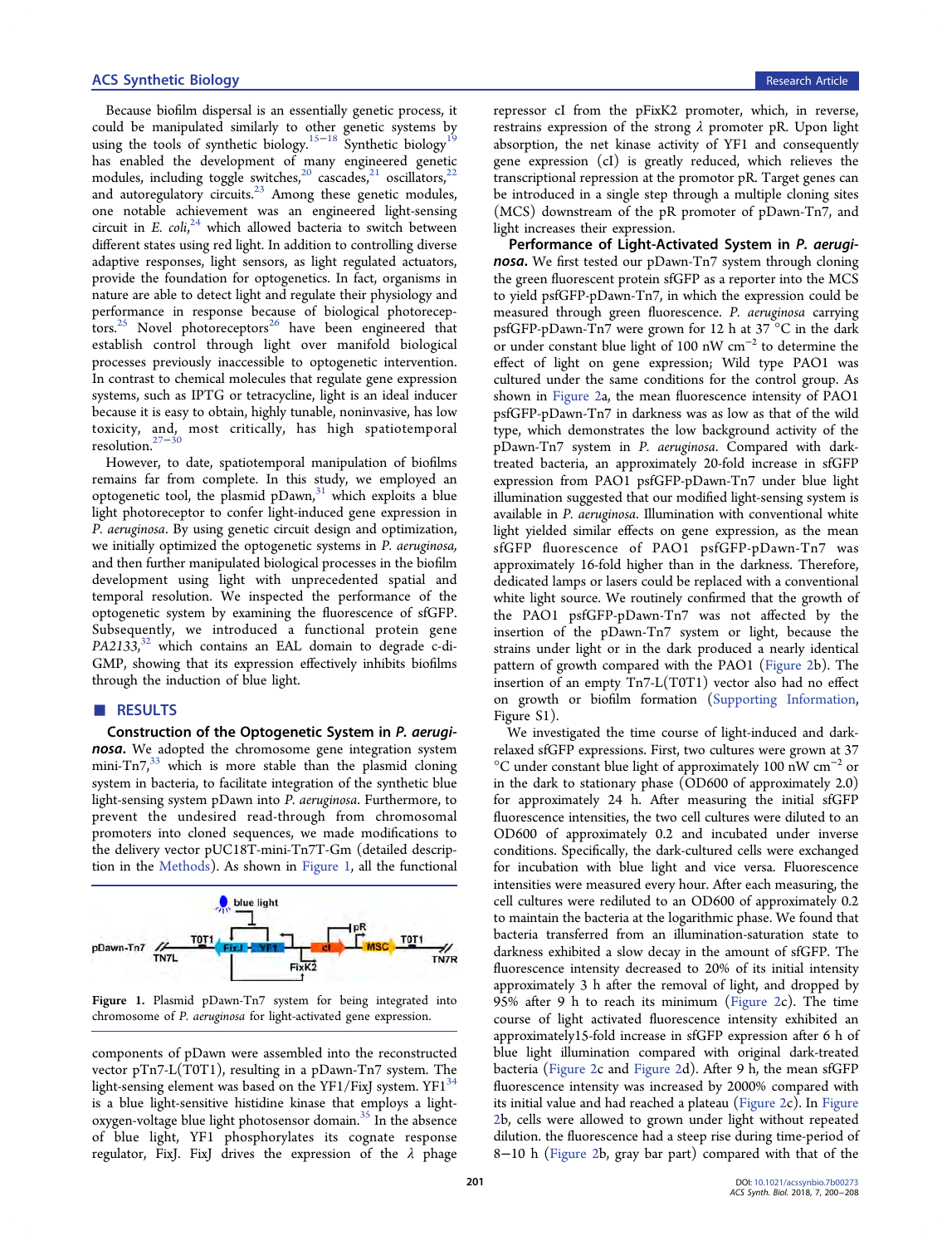Because biofilm dispersal is an essentially genetic process, it could be manipulated similarly to other genetic systems by using the tools of synthetic biology.[15−18] Synthetic biology[19] has enabled the development of many engineered genetic modules, including toggle switches,[20] cascades,[21] oscillators,[22] and autoregulatory circuits.[23] Among these genetic modules, one notable achievement was an engineered light-sensing circuit in *E. coli*,[24] which allowed bacteria to switch between different states using red light. In addition to controlling diverse adaptive responses, light sensors, as light regulated actuators, provide the foundation for optogenetics. In fact, organisms in nature are able to detect light and regulate their physiology and performance in response because of biological photoreceptors.[25] Novel photoreceptors[26] have been engineered that establish control through light over manifold biological processes previously inaccessible to optogenetic intervention. In contrast to chemical molecules that regulate gene expression systems, such as IPTG or tetracycline, light is an ideal inducer because it is easy to obtain, highly tunable, noninvasive, has low toxicity, and, most critically, has high spatiotemporal resolution.[27−30]

However, to date, spatiotemporal manipulation of biofilms remains far from complete. In this study, we employed an optogenetic tool, the plasmid pDawn,[31] which exploits a blue light photoreceptor to confer light-induced gene expression in *P. aeruginosa*. By using genetic circuit design and optimization, we initially optimized the optogenetic systems in *P. aeruginosa,* and then further manipulated biological processes in the biofilm development using light with unprecedented spatial and temporal resolution. We inspected the performance of the optogenetic system by examining the fluorescence of sfGFP. Subsequently, we introduced a functional protein gene *PA2133*,[32] which contains an EAL domain to degrade c-di-GMP, showing that its expression effectively inhibits biofilms through the induction of blue light.

## RESULTS

**Construction of the Optogenetic System in *P. aeruginosa*.** We adopted the chromosome gene integration system mini-Tn7,[33] which is more stable than the plasmid cloning system in bacteria, to facilitate integration of the synthetic blue light-sensing system pDawn into *P. aeruginosa*. Furthermore, to prevent the undesired read-through from chromosomal promoters into cloned sequences, we made modifications to the delivery vector pUC18T-mini-Tn7T-Gm (detailed description in the Methods). As shown in Figure 1, all the functional components of pDawn were assembled into the reconstructed vector pTn7-L(T0T1), resulting in a pDawn-Tn7 system. The light-sensing element was based on the YF1/FixJ system. YF1[34] is a blue light-sensitive histidine kinase that employs a light-oxygen-voltage blue light photosensor domain.[35] In the absence of blue light, YF1 phosphorylates its cognate response regulator, FixJ. FixJ drives the expression of the λ phage repressor cI from the pFixK2 promoter, which, in reverse, restrains expression of the strong λ promoter pR. Upon light absorption, the net kinase activity of YF1 and consequently gene expression (cI) is greatly reduced, which relieves the transcriptional repression at the promotor pR. Target genes can be introduced in a single step through a multiple cloning sites (MCS) downstream of the pR promoter of pDawn-Tn7, and light increases their expression.

Figure 1. Plasmid pDawn-Tn7 system for being integrated into chromosome of *P. aeruginosa* for light-activated gene expression.

**Performance of Light-Activated System in *P. aeruginosa*.** We first tested our pDawn-Tn7 system through cloning the green fluorescent protein sfGFP as a reporter into the MCS to yield psfGFP-pDawn-Tn7, in which the expression could be measured through green fluorescence. *P. aeruginosa* carrying psfGFP-pDawn-Tn7 were grown for 12 h at 37 °C in the dark or under constant blue light of 100 nW cm$^{-2}$ to determine the effect of light on gene expression; Wild type PAO1 was cultured under the same conditions for the control group. As shown in Figure 2a, the mean fluorescence intensity of PAO1 psfGFP-pDawn-Tn7 in darkness was as low as that of the wild type, which demonstrates the low background activity of the pDawn-Tn7 system in *P. aeruginosa*. Compared with dark-treated bacteria, an approximately 20-fold increase in sfGFP expression from PAO1 psfGFP-pDawn-Tn7 under blue light illumination suggested that our modified light-sensing system is available in *P. aeruginosa*. Illumination with conventional white light yielded similar effects on gene expression, as the mean sfGFP fluorescence of PAO1 psfGFP-pDawn-Tn7 was approximately 16-fold higher than in the darkness. Therefore, dedicated lamps or lasers could be replaced with a conventional white light source. We routinely confirmed that the growth of the PAO1 psfGFP-pDawn-Tn7 was not affected by the insertion of the pDawn-Tn7 system or light, because the strains under light or in the dark produced a nearly identical pattern of growth compared with the PAO1 (Figure 2b). The insertion of an empty Tn7-L(T0T1) vector also had no effect on growth or biofilm formation (Supporting Information, Figure S1).

We investigated the time course of light-induced and dark-relaxed sfGFP expressions. First, two cultures were grown at 37 °C under constant blue light of approximately 100 nW cm$^{-2}$ or in the dark to stationary phase (OD600 of approximately 2.0) for approximately 24 h. After measuring the initial sfGFP fluorescence intensities, the two cell cultures were diluted to an OD600 of approximately 0.2 and incubated under inverse conditions. Specifically, the dark-cultured cells were exchanged for incubation with blue light and vice versa. Fluorescence intensities were measured every hour. After each measuring, the cell cultures were rediluted to an OD600 of approximately 0.2 to maintain the bacteria at the logarithmic phase. We found that bacteria transferred from an illumination-saturation state to darkness exhibited a slow decay in the amount of sfGFP. The fluorescence intensity decreased to 20% of its initial intensity approximately 3 h after the removal of light, and dropped by 95% after 9 h to reach its minimum (Figure 2c). The time course of light activated fluorescence intensity exhibited an approximately15-fold increase in sfGFP expression after 6 h of blue light illumination compared with original dark-treated bacteria (Figure 2c and Figure 2d). After 9 h, the mean sfGFP fluorescence intensity was increased by 2000% compared with its initial value and had reached a plateau (Figure 2c). In Figure 2b, cells were allowed to grown under light without repeated dilution. the fluorescence had a steep rise during time-period of 8−10 h (Figure 2b, gray bar part) compared with that of the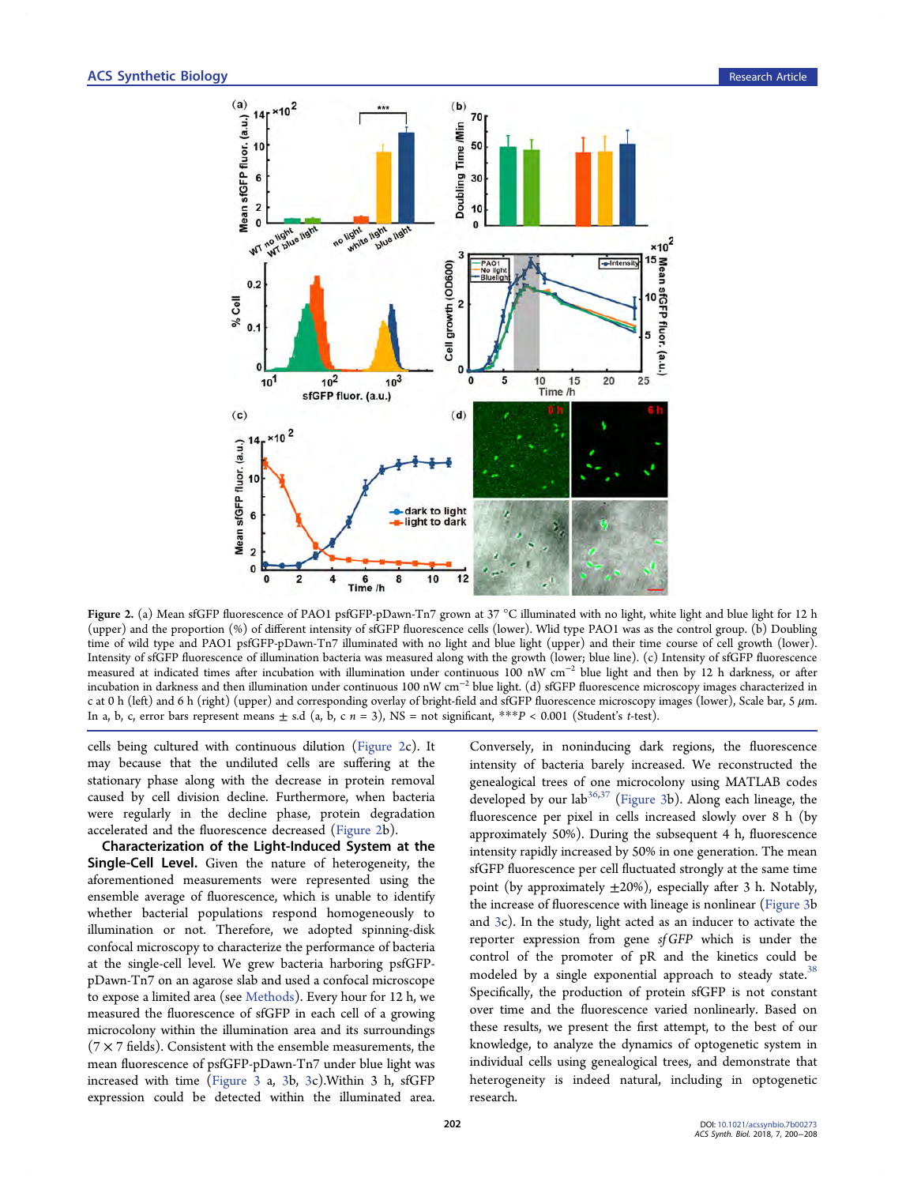**Figure 2.** (a) Mean sfGFP fluorescence of PAO1 psfGFP-pDawn-Tn7 grown at 37 °C illuminated with no light, white light and blue light for 12 h (upper) and the proportion (%) of different intensity of sfGFP fluorescence cells (lower). Wlid type PAO1 was as the control group. (b) Doubling time of wild type and PAO1 psfGFP-pDawn-Tn7 illuminated with no light and blue light (upper) and their time course of cell growth (lower). Intensity of sfGFP fluorescence of illumination bacteria was measured along with the growth (lower; blue line). (c) Intensity of sfGFP fluorescence measured at indicated times after incubation with illumination under continuous 100 nW cm$^{-2}$ blue light and then by 12 h darkness, or after incubation in darkness and then illumination under continuous 100 nW cm$^{-2}$ blue light. (d) sfGFP fluorescence microscopy images characterized in c at 0 h (left) and 6 h (right) (upper) and corresponding overlay of bright-field and sfGFP fluorescence microscopy images (lower), Scale bar, 5 μm. In a, b, c, error bars represent means ± s.d (a, b, c $n$ = 3), NS = not significant, ***$P$ < 0.001 (Student's $t$-test).

cells being cultured with continuous dilution (Figure 2c). It may because that the undiluted cells are suffering at the stationary phase along with the decrease in protein removal caused by cell division decline. Furthermore, when bacteria were regularly in the decline phase, protein degradation accelerated and the fluorescence decreased (Figure 2b).

**Characterization of the Light-Induced System at the Single-Cell Level.** Given the nature of heterogeneity, the aforementioned measurements were represented using the ensemble average of fluorescence, which is unable to identify whether bacterial populations respond homogeneously to illumination or not. Therefore, we adopted spinning-disk confocal microscopy to characterize the performance of bacteria at the single-cell level. We grew bacteria harboring psfGFP-pDawn-Tn7 on an agarose slab and used a confocal microscope to expose a limited area (see Methods). Every hour for 12 h, we measured the fluorescence of sfGFP in each cell of a growing microcolony within the illumination area and its surroundings (7 × 7 fields). Consistent with the ensemble measurements, the mean fluorescence of psfGFP-pDawn-Tn7 under blue light was increased with time (Figure 3 a, 3b, 3c).Within 3 h, sfGFP expression could be detected within the illuminated area. Conversely, in noninducing dark regions, the fluorescence intensity of bacteria barely increased. We reconstructed the genealogical trees of one microcolony using MATLAB codes developed by our lab[36,37] (Figure 3b). Along each lineage, the fluorescence per pixel in cells increased slowly over 8 h (by approximately 50%). During the subsequent 4 h, fluorescence intensity rapidly increased by 50% in one generation. The mean sfGFP fluorescence per cell fluctuated strongly at the same time point (by approximately ±20%), especially after 3 h. Notably, the increase of fluorescence with lineage is nonlinear (Figure 3b and 3c). In the study, light acted as an inducer to activate the reporter expression from gene *sfGFP* which is under the control of the promoter of pR and the kinetics could be modeled by a single exponential approach to steady state.[38] Specifically, the production of protein sfGFP is not constant over time and the fluorescence varied nonlinearly. Based on these results, we present the first attempt, to the best of our knowledge, to analyze the dynamics of optogenetic system in individual cells using genealogical trees, and demonstrate that heterogeneity is indeed natural, including in optogenetic research.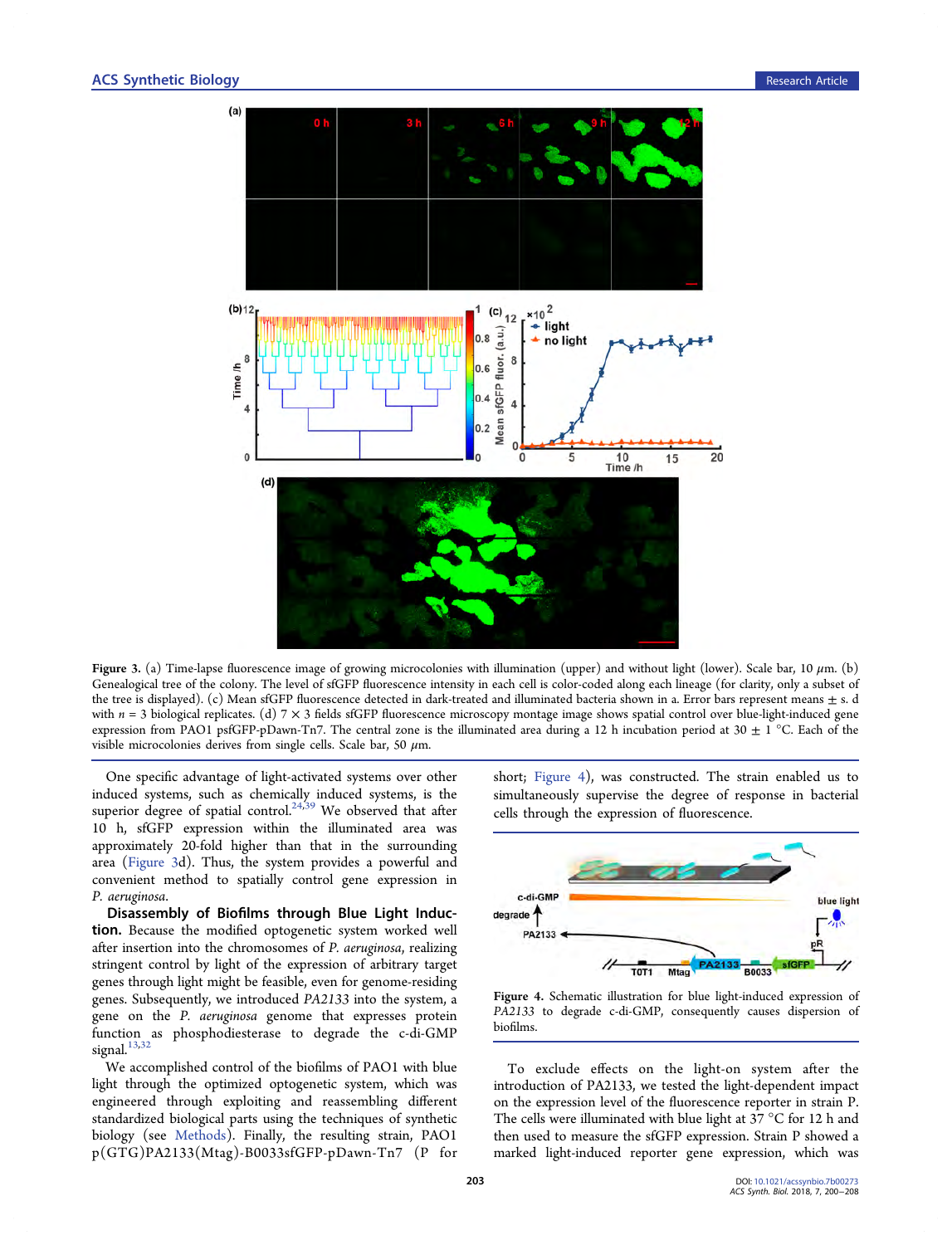Figure 3. (a) Time-lapse fluorescence image of growing microcolonies with illumination (upper) and without light (lower). Scale bar, 10 μm. (b) Genealogical tree of the colony. The level of sfGFP fluorescence intensity in each cell is color-coded along each lineage (for clarity, only a subset of the tree is displayed). (c) Mean sfGFP fluorescence detected in dark-treated and illuminated bacteria shown in a. Error bars represent means ± s. d with $n = 3$ biological replicates. (d) 7 × 3 fields sfGFP fluorescence microscopy montage image shows spatial control over blue-light-induced gene expression from PAO1 psfGFP-pDawn-Tn7. The central zone is the illuminated area during a 12 h incubation period at 30 ± 1 °C. Each of the visible microcolonies derives from single cells. Scale bar, 50 μm.

One specific advantage of light-activated systems over other induced systems, such as chemically induced systems, is the superior degree of spatial control.[24,39] We observed that after 10 h, sfGFP expression within the illuminated area was approximately 20-fold higher than that in the surrounding area (Figure 3d). Thus, the system provides a powerful and convenient method to spatially control gene expression in *P. aeruginosa*.

**Disassembly of Biofilms through Blue Light Induction.** Because the modified optogenetic system worked well after insertion into the chromosomes of *P. aeruginosa*, realizing stringent control by light of the expression of arbitrary target genes through light might be feasible, even for genome-residing genes. Subsequently, we introduced *PA2133* into the system, a gene on the *P. aeruginosa* genome that expresses protein function as phosphodiesterase to degrade the c-di-GMP signal.[13,32]

We accomplished control of the biofilms of PAO1 with blue light through the optimized optogenetic system, which was engineered through exploiting and reassembling different standardized biological parts using the techniques of synthetic biology (see Methods). Finally, the resulting strain, PAO1 p(GTG)PA2133(Mtag)-B0033sfGFP-pDawn-Tn7 (P for short; Figure 4), was constructed. The strain enabled us to simultaneously supervise the degree of response in bacterial cells through the expression of fluorescence.

Figure 4. Schematic illustration for blue light-induced expression of *PA2133* to degrade c-di-GMP, consequently causes dispersion of biofilms.

To exclude effects on the light-on system after the introduction of PA2133, we tested the light-dependent impact on the expression level of the fluorescence reporter in strain P. The cells were illuminated with blue light at 37 °C for 12 h and then used to measure the sfGFP expression. Strain P showed a marked light-induced reporter gene expression, which was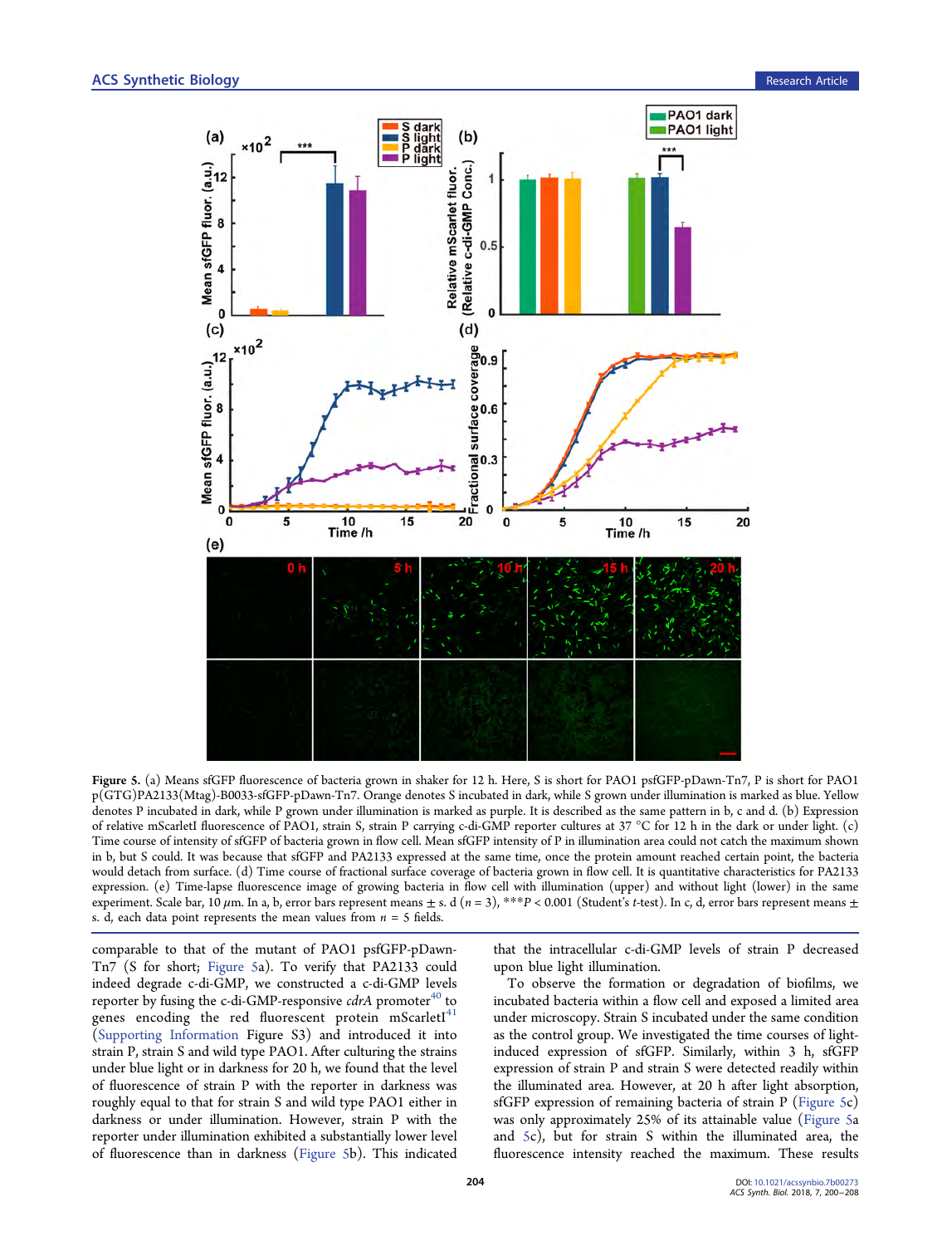**Figure 5.** (a) Means sfGFP fluorescence of bacteria grown in shaker for 12 h. Here, S is short for PAO1 psfGFP-pDawn-Tn7, P is short for PAO1 p(GTG)PA2133(Mtag)-B0033-sfGFP-pDawn-Tn7. Orange denotes S incubated in dark, while S grown under illumination is marked as blue. Yellow denotes P incubated in dark, while P grown under illumination is marked as purple. It is described as the same pattern in b, c and d. (b) Expression of relative mScarletI fluorescence of PAO1, strain S, strain P carrying c-di-GMP reporter cultures at 37 °C for 12 h in the dark or under light. (c) Time course of intensity of sfGFP of bacteria grown in flow cell. Mean sfGFP intensity of P in illumination area could not catch the maximum shown in b, but S could. It was because that sfGFP and PA2133 expressed at the same time, once the protein amount reached certain point, the bacteria would detach from surface. (d) Time course of fractional surface coverage of bacteria grown in flow cell. It is quantitative characteristics for PA2133 expression. (e) Time-lapse fluorescence image of growing bacteria in flow cell with illumination (upper) and without light (lower) in the same experiment. Scale bar, 10 $\mu$m. In a, b, error bars represent means ± s. d ($n = 3$), ***$P < 0.001$ (Student's $t$-test). In c, d, error bars represent means ± s. d, each data point represents the mean values from $n = 5$ fields.

comparable to that of the mutant of PAO1 psfGFP-pDawn-Tn7 (S for short; Figure 5a). To verify that PA2133 could indeed degrade c-di-GMP, we constructed a c-di-GMP levels reporter by fusing the c-di-GMP-responsive *cdrA* promoter[40] to genes encoding the red fluorescent protein mScarletI[41] (Supporting Information Figure S3) and introduced it into strain P, strain S and wild type PAO1. After culturing the strains under blue light or in darkness for 20 h, we found that the level of fluorescence of strain P with the reporter in darkness was roughly equal to that for strain S and wild type PAO1 either in darkness or under illumination. However, strain P with the reporter under illumination exhibited a substantially lower level of fluorescence than in darkness (Figure 5b). This indicated that the intracellular c-di-GMP levels of strain P decreased upon blue light illumination.

To observe the formation or degradation of biofilms, we incubated bacteria within a flow cell and exposed a limited area under microscopy. Strain S incubated under the same condition as the control group. We investigated the time courses of light-induced expression of sfGFP. Similarly, within 3 h, sfGFP expression of strain P and strain S were detected readily within the illuminated area. However, at 20 h after light absorption, sfGFP expression of remaining bacteria of strain P (Figure 5c) was only approximately 25% of its attainable value (Figure 5a and 5c), but for strain S within the illuminated area, the fluorescence intensity reached the maximum. These results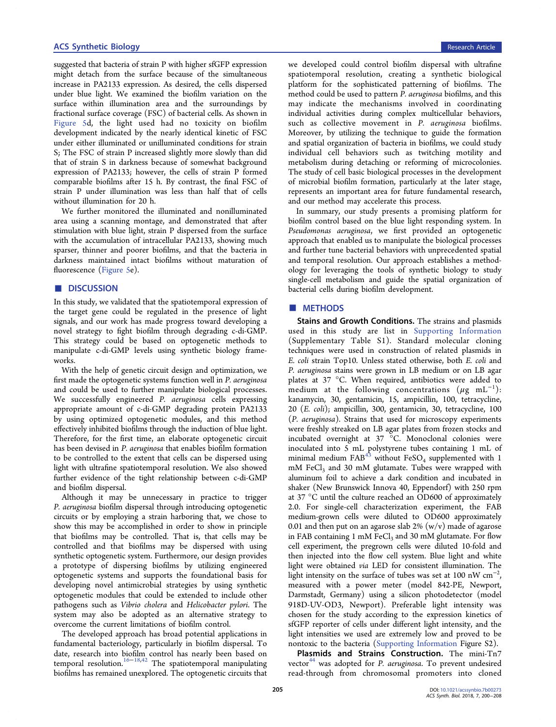suggested that bacteria of strain P with higher sfGFP expression might detach from the surface because of the simultaneous increase in PA2133 expression. As desired, the cells dispersed under blue light. We examined the biofilm variation on the surface within illumination area and the surroundings by fractional surface coverage (FSC) of bacterial cells. As shown in Figure 5d, the light used had no toxicity on biofilm development indicated by the nearly identical kinetic of FSC under either illuminated or unilluminated conditions for strain S; The FSC of strain P increased slightly more slowly than did that of strain S in darkness because of somewhat background expression of PA2133; however, the cells of strain P formed comparable biofilms after 15 h. By contrast, the final FSC of strain P under illumination was less than half that of cells without illumination for 20 h.

We further monitored the illuminated and nonilluminated area using a scanning montage, and demonstrated that after stimulation with blue light, strain P dispersed from the surface with the accumulation of intracellular PA2133, showing much sparser, thinner and poorer biofilms, and that the bacteria in darkness maintained intact biofilms without maturation of fluorescence (Figure 5e).

## DISCUSSION

In this study, we validated that the spatiotemporal expression of the target gene could be regulated in the presence of light signals, and our work has made progress toward developing a novel strategy to fight biofilm through degrading c-di-GMP. This strategy could be based on optogenetic methods to manipulate c-di-GMP levels using synthetic biology frameworks.

With the help of genetic circuit design and optimization, we first made the optogenetic systems function well in *P. aeruginosa* and could be used to further manipulate biological processes. We successfully engineered *P. aeruginosa* cells expressing appropriate amount of c-di-GMP degrading protein PA2133 by using optimized optogenetic modules, and this method effectively inhibited biofilms through the induction of blue light. Therefore, for the first time, an elaborate optogenetic circuit has been devised in *P. aeruginosa* that enables biofilm formation to be controlled to the extent that cells can be dispersed using light with ultrafine spatiotemporal resolution. We also showed further evidence of the tight relationship between c-di-GMP and biofilm dispersal.

Although it may be unnecessary in practice to trigger *P. aeruginosa* biofilm dispersal through introducing optogenetic circuits or by employing a strain harboring that, we chose to show this may be accomplished in order to show in principle that biofilms may be controlled. That is, that cells may be controlled and that biofilms may be dispersed with using synthetic optogenetic system. Furthermore, our design provides a prototype of dispersing biofilms by utilizing engineered optogenetic systems and supports the foundational basis for developing novel antimicrobial strategies by using synthetic optogenetic modules that could be extended to include other pathogens such as *Vibrio cholera* and *Helicobacter pylori*. The system may also be adopted as an alternative strategy to overcome the current limitations of biofilm control.

The developed approach has broad potential applications in fundamental bacteriology, particularly in biofilm dispersal. To date, research into biofilm control has nearly been based on temporal resolution.[16−18,42] The spatiotemporal manipulating biofilms has remained unexplored. The optogenetic circuits that we developed could control biofilm dispersal with ultrafine spatiotemporal resolution, creating a synthetic biological platform for the sophisticated patterning of biofilms. The method could be used to pattern *P. aeruginosa* biofilms, and this may indicate the mechanisms involved in coordinating individual activities during complex multicellular behaviors, such as collective movement in *P. aeruginosa* biofilms. Moreover, by utilizing the technique to guide the formation and spatial organization of bacteria in biofilms, we could study individual cell behaviors such as twitching motility and metabolism during detaching or reforming of microcolonies. The study of cell basic biological processes in the development of microbial biofilm formation, particularly at the later stage, represents an important area for future fundamental research, and our method may accelerate this process.

In summary, our study presents a promising platform for biofilm control based on the blue light responding system. In *Pseudomonas aeruginosa*, we first provided an optogenetic approach that enabled us to manipulate the biological processes and further tune bacterial behaviors with unprecedented spatial and temporal resolution. Our approach establishes a methodology for leveraging the tools of synthetic biology to study single-cell metabolism and guide the spatial organization of bacterial cells during biofilm development.

## METHODS

**Stains and Growth Conditions.** The strains and plasmids used in this study are list in Supporting Information (Supplementary Table S1). Standard molecular cloning techniques were used in construction of related plasmids in *E. coli* strain Top10. Unless stated otherwise, both *E. coli* and *P. aeruginosa* stains were grown in LB medium or on LB agar plates at 37 °C. When required, antibiotics were added to medium at the following concentrations ($\mu$g mL$^{-1}$): kanamycin, 30, gentamicin, 15, ampicillin, 100, tetracycline, 20 (*E. coli*); ampicillin, 300, gentamicin, 30, tetracycline, 100 (*P. aeruginosa*). Strains that used for microscopy experiments were freshly streaked on LB agar plates from frozen stocks and incubated overnight at 37 °C. Monoclonal colonies were inoculated into 5 mL polystyrene tubes containing 1 mL of minimal medium FAB[43] without $FeSO_4$ supplemented with 1 mM $FeCl_3$ and 30 mM glutamate. Tubes were wrapped with aluminum foil to achieve a dark condition and incubated in shaker (New Brunswick Innova 40, Eppendorf) with 250 rpm at 37 °C until the culture reached an OD600 of approximately 2.0. For single-cell characterization experiment, the FAB medium-grown cells were diluted to OD600 approximately 0.01 and then put on an agarose slab 2% (w/v) made of agarose in FAB containing 1 mM $FeCl_3$ and 30 mM glutamate. For flow cell experiment, the pregrown cells were diluted 10-fold and then injected into the flow cell system. Blue light and white light were obtained *via* LED for consistent illumination. The light intensity on the surface of tubes was set at 100 nW cm$^{-2}$, measured with a power meter (model 842-PE, Newport, Darmstadt, Germany) using a silicon photodetector (model 918D-UV-OD3, Newport). Preferable light intensity was chosen for the study according to the expression kinetics of sfGFP reporter of cells under different light intensity, and the light intensities we used are extremely low and proved to be nontoxic to the bacteria (Supporting Information Figure S2).

**Plasmids and Strains Construction.** The mini-Tn7 vector[44] was adopted for *P. aeruginosa*. To prevent undesired read-through from chromosomal promoters into cloned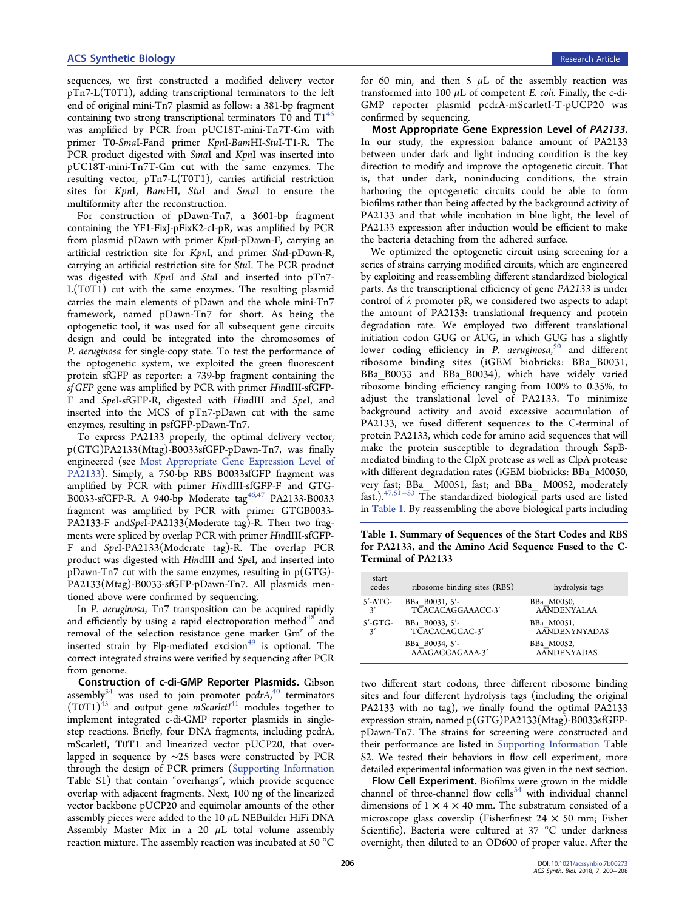sequences, we first constructed a modified delivery vector pTn7-L(T0T1), adding transcriptional terminators to the left end of original mini-Tn7 plasmid as follow: a 381-bp fragment containing two strong transcriptional terminators T0 and T1[45] was amplified by PCR from pUC18T-mini-Tn7T-Gm with primer T0-*Sma*I-Fand primer *Kpn*I-*Bam*HI-*Stu*I-T1-R. The PCR product digested with *Sma*I and *Kpn*I was inserted into pUC18T-mini-Tn7T-Gm cut with the same enzymes. The resulting vector, pTn7-L(T0T1), carries artificial restriction sites for *Kpn*I, *Bam*HI, *Stu*I and *Sma*I to ensure the multiformity after the reconstruction.

For construction of pDawn-Tn7, a 3601-bp fragment containing the YF1-FixJ-pFixK2-cI-pR, was amplified by PCR from plasmid pDawn with primer *Kpn*I-pDawn-F, carrying an artificial restriction site for *Kpn*I, and primer *Stu*I-pDawn-R, carrying an artificial restriction site for *Stu*I. The PCR product was digested with *Kpn*I and *Stu*I and inserted into pTn7-L(T0T1) cut with the same enzymes. The resulting plasmid carries the main elements of pDawn and the whole mini-Tn7 framework, named pDawn-Tn7 for short. As being the optogenetic tool, it was used for all subsequent gene circuits design and could be integrated into the chromosomes of *P. aeruginosa* for single-copy state. To test the performance of the optogenetic system, we exploited the green fluorescent protein sfGFP as reporter: a 739-bp fragment containing the *sfGFP* gene was amplified by PCR with primer *Hin*dIII-sfGFP-F and *Spe*I-sfGFP-R, digested with *Hin*dIII and *Spe*I, and inserted into the MCS of pTn7-pDawn cut with the same enzymes, resulting in psfGFP-pDawn-Tn7.

To express PA2133 properly, the optimal delivery vector, p(GTG)PA2133(Mtag)-B0033sfGFP-pDawn-Tn7, was finally engineered (see Most Appropriate Gene Expression Level of PA2133). Simply, a 750-bp RBS B0033sfGFP fragment was amplified by PCR with primer *Hin*dIII-sfGFP-F and GTG-B0033-sfGFP-R. A 940-bp Moderate tag[46,47] PA2133-B0033 fragment was amplified by PCR with primer GTGB0033-PA2133-F and*Spe*I-PA2133(Moderate tag)-R. Then two fragments were spliced by overlap PCR with primer *Hin*dIII-sfGFP-F and *Spe*I-PA2133(Moderate tag)-R. The overlap PCR product was digested with *Hin*dIII and *Spe*I, and inserted into pDawn-Tn7 cut with the same enzymes, resulting in p(GTG)-PA2133(Mtag)-B0033-sfGFP-pDawn-Tn7. All plasmids mentioned above were confirmed by sequencing.

In *P. aeruginosa*, Tn7 transposition can be acquired rapidly and efficiently by using a rapid electroporation method[48] and removal of the selection resistance gene marker Gm$^r$ of the inserted strain by Flp-mediated excision[49] is optional. The correct integrated strains were verified by sequencing after PCR from genome.

**Construction of c-di-GMP Reporter Plasmids.** Gibson assembly[34] was used to join promoter p*cdrA*,[40] terminators (T0T1)[45] and output gene *mScarletI*[41] modules together to implement integrated c-di-GMP reporter plasmids in single-step reactions. Briefly, four DNA fragments, including pcdrA, mScarletI, T0T1 and linearized vector pUCP20, that overlapped in sequence by ∼25 bases were constructed by PCR through the design of PCR primers (Supporting Information Table S1) that contain "overhangs", which provide sequence overlap with adjacent fragments. Next, 100 ng of the linearized vector backbone pUCP20 and equimolar amounts of the other assembly pieces were added to the 10 μL NEBuilder HiFi DNA Assembly Master Mix in a 20 μL total volume assembly reaction mixture. The assembly reaction was incubated at 50 °C for 60 min, and then 5 μL of the assembly reaction was transformed into 100 μL of competent *E. coli*. Finally, the c-di-GMP reporter plasmid pcdrA-mScarletI-T-pUCP20 was confirmed by sequencing.

**Most Appropriate Gene Expression Level of *PA2133*.** In our study, the expression balance amount of PA2133 between under dark and light inducing condition is the key direction to modify and improve the optogenetic circuit. That is, that under dark, noninducing conditions, the strain harboring the optogenetic circuits could be able to form biofilms rather than being affected by the background activity of PA2133 and that while incubation in blue light, the level of PA2133 expression after induction would be efficient to make the bacteria detaching from the adhered surface.

We optimized the optogenetic circuit using screening for a series of strains carrying modified circuits, which are engineered by exploiting and reassembling different standardized biological parts. As the transcriptional efficiency of gene *PA2133* is under control of λ promoter pR, we considered two aspects to adapt the amount of PA2133: translational frequency and protein degradation rate. We employed two different translational initiation codon GUG or AUG, in which GUG has a slightly lower coding efficiency in *P. aeruginosa*,[50] and different ribosome binding sites (iGEM biobricks: BBa_B0031, BBa_B0033 and BBa_B0034), which have widely varied ribosome binding efficiency ranging from 100% to 0.35%, to adjust the translational level of PA2133. To minimize background activity and avoid excessive accumulation of PA2133, we fused different sequences to the C-terminal of protein PA2133, which code for amino acid sequences that will make the protein susceptible to degradation through SspB-mediated binding to the ClpX protease as well as ClpA protease with different degradation rates (iGEM biobricks: BBa_M0050, very fast; BBa_ M0051, fast; and BBa_ M0052, moderately fast.).[47,51−53] The standardized biological parts used are listed in Table 1. By reassembling the above biological parts including two different start codons, three different ribosome binding sites and four different hydrolysis tags (including the original PA2133 with no tag), we finally found the optimal PA2133 expression strain, named p(GTG)PA2133(Mtag)-B0033sfGFP-pDawn-Tn7. The strains for screening were constructed and their performance are listed in Supporting Information Table S2. We tested their behaviors in flow cell experiment, more detailed experimental information was given in the next section.

Table 1. Summary of Sequences of the Start Codes and RBS for PA2133, and the Amino Acid Sequence Fused to the C-Terminal of PA2133

| start codes | ribosome binding sites (RBS) | hydrolysis tags |
|---|---|---|
| 5′-ATG-3′ | BBa_B0031, 5′-TCACACAGGAAACC-3′ | BBa_M0050, AANDENYALAA |
| 5′-GTG-3′ | BBa_B0033, 5′-TCACACAGGAC-3′ | BBa_M0051, AANDENYNYADAS |
| | BBa_B0034, 5′-AAAGAGGAGAAA-3′ | BBa_M0052, AANDENYADAS |

**Flow Cell Experiment.** Biofilms were grown in the middle channel of three-channel flow cells[54] with individual channel dimensions of 1 × 4 × 40 mm. The substratum consisted of a microscope glass coverslip (Fisherfinest 24 × 50 mm; Fisher Scientific). Bacteria were cultured at 37 °C under darkness overnight, then diluted to an OD600 of proper value. After the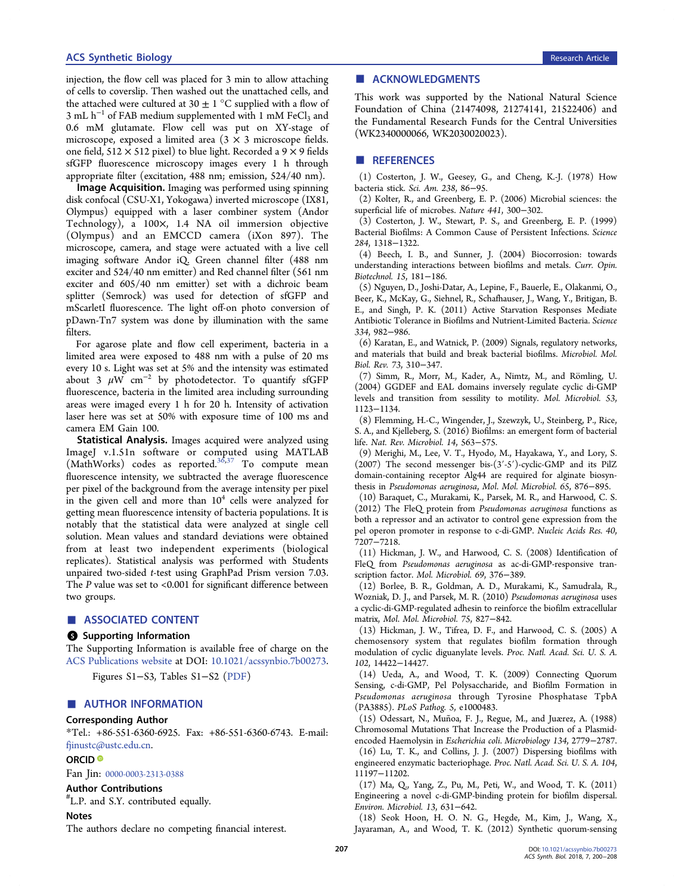injection, the flow cell was placed for 3 min to allow attaching of cells to coverslip. Then washed out the unattached cells, and the attached were cultured at 30 ± 1 °C supplied with a flow of 3 mL $h^{-1}$ of FAB medium supplemented with 1 mM $FeCl_3$ and 0.6 mM glutamate. Flow cell was put on XY-stage of microscope, exposed a limited area (3 × 3 microscope fields. one field, 512 × 512 pixel) to blue light. Recorded a 9 × 9 fields sfGFP fluorescence microscopy images every 1 h through appropriate filter (excitation, 488 nm; emission, 524/40 nm).

**Image Acquisition.** Imaging was performed using spinning disk confocal (CSU-X1, Yokogawa) inverted microscope (IX81, Olympus) equipped with a laser combiner system (Andor Technology), a 100×, 1.4 NA oil immersion objective (Olympus) and an EMCCD camera (iXon 897). The microscope, camera, and stage were actuated with a live cell imaging software Andor iQ. Green channel filter (488 nm exciter and 524/40 nm emitter) and Red channel filter (561 nm exciter and 605/40 nm emitter) set with a dichroic beam splitter (Semrock) was used for detection of sfGFP and mScarletI fluorescence. The light off-on photo conversion of pDawn-Tn7 system was done by illumination with the same filters.

For agarose plate and flow cell experiment, bacteria in a limited area were exposed to 488 nm with a pulse of 20 ms every 10 s. Light was set at 5% and the intensity was estimated about 3 $\mu$W $cm^{-2}$ by photodetector. To quantify sfGFP fluorescence, bacteria in the limited area including surrounding areas were imaged every 1 h for 20 h. Intensity of activation laser here was set at 50% with exposure time of 100 ms and camera EM Gain 100.

**Statistical Analysis.** Images acquired were analyzed using ImageJ v.1.51n software or computed using MATLAB (MathWorks) codes as reported.[36,37] To compute mean fluorescence intensity, we subtracted the average fluorescence per pixel of the background from the average intensity per pixel in the given cell and more than $10^4$ cells were analyzed for getting mean fluorescence intensity of bacteria populations. It is notably that the statistical data were analyzed at single cell solution. Mean values and standard deviations were obtained from at least two independent experiments (biological replicates). Statistical analysis was performed with Students unpaired two-sided *t*-test using GraphPad Prism version 7.03. The *P* value was set to <0.001 for significant difference between two groups.

## ASSOCIATED CONTENT

### Supporting Information

The Supporting Information is available free of charge on the ACS Publications website at DOI: 10.1021/acssynbio.7b00273.

Figures S1−S3, Tables S1−S2 (PDF)

## AUTHOR INFORMATION

### Corresponding Author

*Tel.: +86-551-6360-6925. Fax: +86-551-6360-6743. E-mail: fjinustc@ustc.edu.cn.

### ORCID

Fan Jin: 0000-0003-2313-0388

### Author Contributions

[#]L.P. and S.Y. contributed equally.

### Notes

The authors declare no competing financial interest.

## ACKNOWLEDGMENTS

This work was supported by the National Natural Science Foundation of China (21474098, 21274141, 21522406) and the Fundamental Research Funds for the Central Universities (WK2340000066, WK2030020023).

## REFERENCES

(1) Costerton, J. W., Geesey, G., and Cheng, K.-J. (1978) How bacteria stick. *Sci. Am. 238*, 86−95.

(2) Kolter, R., and Greenberg, E. P. (2006) Microbial sciences: the superficial life of microbes. *Nature 441*, 300−302.

(3) Costerton, J. W., Stewart, P. S., and Greenberg, E. P. (1999) Bacterial Biofilms: A Common Cause of Persistent Infections. *Science 284*, 1318−1322.

(4) Beech, I. B., and Sunner, J. (2004) Biocorrosion: towards understanding interactions between biofilms and metals. *Curr. Opin. Biotechnol. 15*, 181−186.

(5) Nguyen, D., Joshi-Datar, A., Lepine, F., Bauerle, E., Olakanmi, O., Beer, K., McKay, G., Siehnel, R., Schafhauser, J., Wang, Y., Britigan, B. E., and Singh, P. K. (2011) Active Starvation Responses Mediate Antibiotic Tolerance in Biofilms and Nutrient-Limited Bacteria. *Science 334*, 982−986.

(6) Karatan, E., and Watnick, P. (2009) Signals, regulatory networks, and materials that build and break bacterial biofilms. *Microbiol. Mol. Biol. Rev. 73*, 310−347.

(7) Simm, R., Morr, M., Kader, A., Nimtz, M., and Römling, U. (2004) GGDEF and EAL domains inversely regulate cyclic di-GMP levels and transition from sessility to motility. *Mol. Microbiol. 53*, 1123−1134.

(8) Flemming, H.-C., Wingender, J., Szewzyk, U., Steinberg, P., Rice, S. A., and Kjelleberg, S. (2016) Biofilms: an emergent form of bacterial life. *Nat. Rev. Microbiol. 14*, 563−575.

(9) Merighi, M., Lee, V. T., Hyodo, M., Hayakawa, Y., and Lory, S. (2007) The second messenger bis-(3′-5′)-cyclic-GMP and its PilZ domain-containing receptor Alg44 are required for alginate biosynthesis in *Pseudomonas aeruginosa*, *Mol. Mol. Microbiol. 65*, 876−895.

(10) Baraquet, C., Murakami, K., Parsek, M. R., and Harwood, C. S. (2012) The FleQ protein from *Pseudomonas aeruginosa* functions as both a repressor and an activator to control gene expression from the pel operon promoter in response to c-di-GMP. *Nucleic Acids Res. 40*, 7207−7218.

(11) Hickman, J. W., and Harwood, C. S. (2008) Identification of FleQ from *Pseudomonas aeruginosa* as ac-di-GMP-responsive transcription factor. *Mol. Microbiol. 69*, 376−389.

(12) Borlee, B. R., Goldman, A. D., Murakami, K., Samudrala, R., Wozniak, D. J., and Parsek, M. R. (2010) *Pseudomonas aeruginosa* uses a cyclic-di-GMP-regulated adhesin to reinforce the biofilm extracellular matrix, *Mol. Mol. Microbiol. 75*, 827−842.

(13) Hickman, J. W., Tifrea, D. F., and Harwood, C. S. (2005) A chemosensory system that regulates biofilm formation through modulation of cyclic diguanylate levels. *Proc. Natl. Acad. Sci. U. S. A. 102*, 14422−14427.

(14) Ueda, A., and Wood, T. K. (2009) Connecting Quorum Sensing, c-di-GMP, Pel Polysaccharide, and Biofilm Formation in *Pseudomonas aeruginosa* through Tyrosine Phosphatase TpbA (PA3885). *PLoS Pathog. 5*, e1000483.

(15) Odessart, N., Muñoa, F. J., Regue, M., and Juærez, A. (1988) Chromosomal Mutations That Increase the Production of a Plasmid-encoded Haemolysin in *Escherichia coli*. *Microbiology 134*, 2779−2787.

(16) Lu, T. K., and Collins, J. J. (2007) Dispersing biofilms with engineered enzymatic bacteriophage. *Proc. Natl. Acad. Sci. U. S. A. 104*, 11197−11202.

(17) Ma, Q., Yang, Z., Pu, M., Peti, W., and Wood, T. K. (2011) Engineering a novel c-di-GMP-binding protein for biofilm dispersal. *Environ. Microbiol. 13*, 631−642.

(18) Seok Hoon, H. O. N. G., Hegde, M., Kim, J., Wang, X., Jayaraman, A., and Wood, T. K. (2012) Synthetic quorum-sensing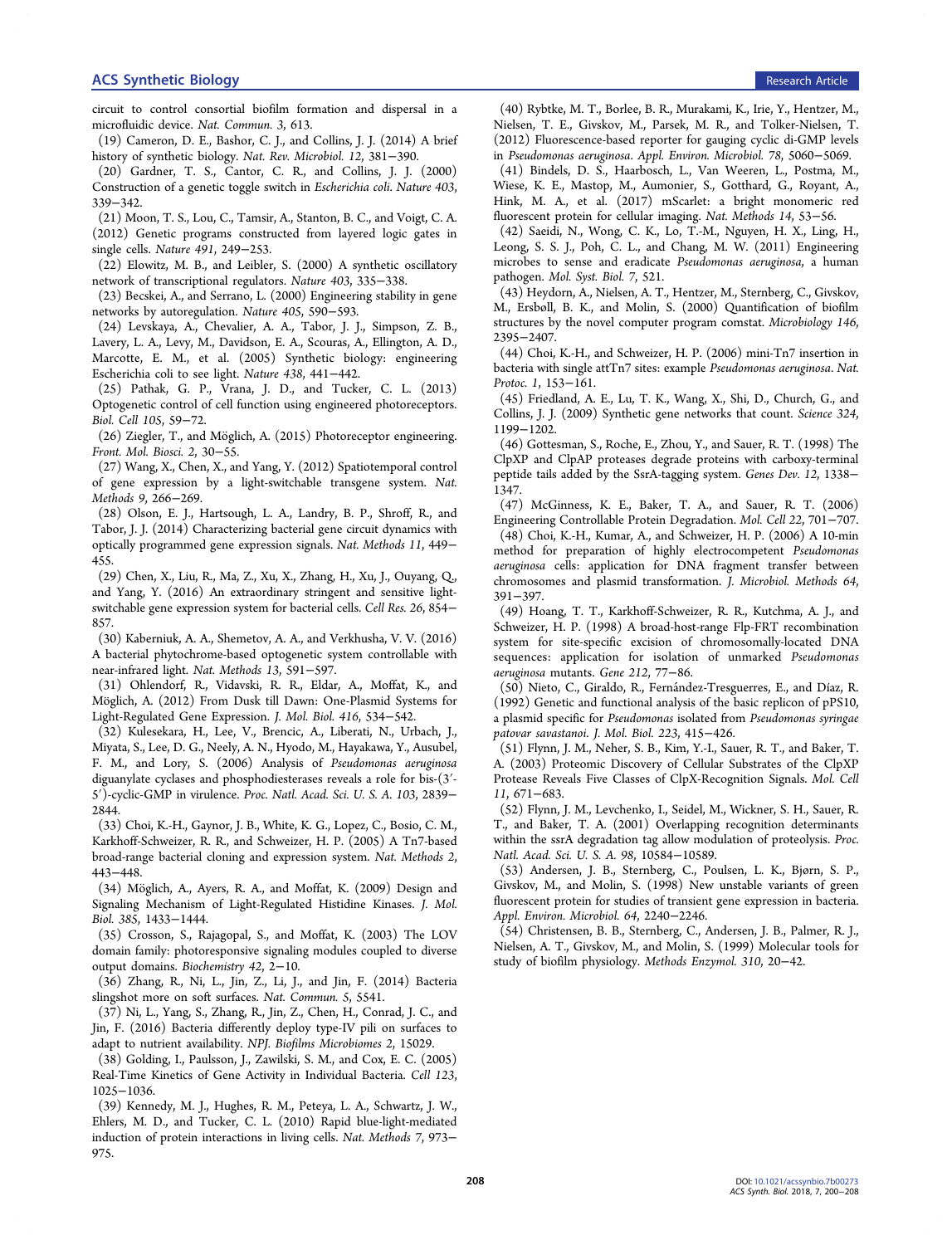circuit to control consortial biofilm formation and dispersal in a microfluidic device. *Nat. Commun. 3*, 613.

(19) Cameron, D. E., Bashor, C. J., and Collins, J. J. (2014) A brief history of synthetic biology. *Nat. Rev. Microbiol. 12*, 381−390.

(20) Gardner, T. S., Cantor, C. R., and Collins, J. J. (2000) Construction of a genetic toggle switch in *Escherichia coli*. *Nature 403*, 339−342.

(21) Moon, T. S., Lou, C., Tamsir, A., Stanton, B. C., and Voigt, C. A. (2012) Genetic programs constructed from layered logic gates in single cells. *Nature 491*, 249−253.

(22) Elowitz, M. B., and Leibler, S. (2000) A synthetic oscillatory network of transcriptional regulators. *Nature 403*, 335−338.

(23) Becskei, A., and Serrano, L. (2000) Engineering stability in gene networks by autoregulation. *Nature 405*, 590−593.

(24) Levskaya, A., Chevalier, A. A., Tabor, J. J., Simpson, Z. B., Lavery, L. A., Levy, M., Davidson, E. A., Scouras, A., Ellington, A. D., Marcotte, E. M., et al. (2005) Synthetic biology: engineering Escherichia coli to see light. *Nature 438*, 441−442.

(25) Pathak, G. P., Vrana, J. D., and Tucker, C. L. (2013) Optogenetic control of cell function using engineered photoreceptors. *Biol. Cell 105*, 59−72.

(26) Ziegler, T., and Möglich, A. (2015) Photoreceptor engineering. *Front. Mol. Biosci. 2*, 30−55.

(27) Wang, X., Chen, X., and Yang, Y. (2012) Spatiotemporal control of gene expression by a light-switchable transgene system. *Nat. Methods 9*, 266−269.

(28) Olson, E. J., Hartsough, L. A., Landry, B. P., Shroff, R., and Tabor, J. J. (2014) Characterizing bacterial gene circuit dynamics with optically programmed gene expression signals. *Nat. Methods 11*, 449−455.

(29) Chen, X., Liu, R., Ma, Z., Xu, X., Zhang, H., Xu, J., Ouyang, Q., and Yang, Y. (2016) An extraordinary stringent and sensitive light-switchable gene expression system for bacterial cells. *Cell Res. 26*, 854−857.

(30) Kaberniuk, A. A., Shemetov, A. A., and Verkhusha, V. V. (2016) A bacterial phytochrome-based optogenetic system controllable with near-infrared light. *Nat. Methods 13*, 591−597.

(31) Ohlendorf, R., Vidavski, R. R., Eldar, A., Moffat, K., and Möglich, A. (2012) From Dusk till Dawn: One-Plasmid Systems for Light-Regulated Gene Expression. *J. Mol. Biol. 416*, 534−542.

(32) Kulesekara, H., Lee, V., Brencic, A., Liberati, N., Urbach, J., Miyata, S., Lee, D. G., Neely, A. N., Hyodo, M., Hayakawa, Y., Ausubel, F. M., and Lory, S. (2006) Analysis of *Pseudomonas aeruginosa* diguanylate cyclases and phosphodiesterases reveals a role for bis-(3′-5′)-cyclic-GMP in virulence. *Proc. Natl. Acad. Sci. U. S. A. 103*, 2839−2844.

(33) Choi, K.-H., Gaynor, J. B., White, K. G., Lopez, C., Bosio, C. M., Karkhoff-Schweizer, R. R., and Schweizer, H. P. (2005) A Tn7-based broad-range bacterial cloning and expression system. *Nat. Methods 2*, 443−448.

(34) Möglich, A., Ayers, R. A., and Moffat, K. (2009) Design and Signaling Mechanism of Light-Regulated Histidine Kinases. *J. Mol. Biol. 385*, 1433−1444.

(35) Crosson, S., Rajagopal, S., and Moffat, K. (2003) The LOV domain family: photoresponsive signaling modules coupled to diverse output domains. *Biochemistry 42*, 2−10.

(36) Zhang, R., Ni, L., Jin, Z., Li, J., and Jin, F. (2014) Bacteria slingshot more on soft surfaces. *Nat. Commun. 5*, 5541.

(37) Ni, L., Yang, S., Zhang, R., Jin, Z., Chen, H., Conrad, J. C., and Jin, F. (2016) Bacteria differently deploy type-IV pili on surfaces to adapt to nutrient availability. *NPJ. Biofilms Microbiomes 2*, 15029.

(38) Golding, I., Paulsson, J., Zawilski, S. M., and Cox, E. C. (2005) Real-Time Kinetics of Gene Activity in Individual Bacteria. *Cell 123*, 1025−1036.

(39) Kennedy, M. J., Hughes, R. M., Peteya, L. A., Schwartz, J. W., Ehlers, M. D., and Tucker, C. L. (2010) Rapid blue-light-mediated induction of protein interactions in living cells. *Nat. Methods 7*, 973−975.

(40) Rybtke, M. T., Borlee, B. R., Murakami, K., Irie, Y., Hentzer, M., Nielsen, T. E., Givskov, M., Parsek, M. R., and Tolker-Nielsen, T. (2012) Fluorescence-based reporter for gauging cyclic di-GMP levels in *Pseudomonas aeruginosa*. *Appl. Environ. Microbiol. 78*, 5060−5069.

(41) Bindels, D. S., Haarbosch, L., Van Weeren, L., Postma, M., Wiese, K. E., Mastop, M., Aumonier, S., Gotthard, G., Royant, A., Hink, M. A., et al. (2017) mScarlet: a bright monomeric red fluorescent protein for cellular imaging. *Nat. Methods 14*, 53−56.

(42) Saeidi, N., Wong, C. K., Lo, T.-M., Nguyen, H. X., Ling, H., Leong, S. S. J., Poh, C. L., and Chang, M. W. (2011) Engineering microbes to sense and eradicate *Pseudomonas aeruginosa*, a human pathogen. *Mol. Syst. Biol. 7*, 521.

(43) Heydorn, A., Nielsen, A. T., Hentzer, M., Sternberg, C., Givskov, M., Ersbøll, B. K., and Molin, S. (2000) Quantification of biofilm structures by the novel computer program comstat. *Microbiology 146*, 2395−2407.

(44) Choi, K.-H., and Schweizer, H. P. (2006) mini-Tn7 insertion in bacteria with single attTn7 sites: example *Pseudomonas aeruginosa*. *Nat. Protoc. 1*, 153−161.

(45) Friedland, A. E., Lu, T. K., Wang, X., Shi, D., Church, G., and Collins, J. J. (2009) Synthetic gene networks that count. *Science 324*, 1199−1202.

(46) Gottesman, S., Roche, E., Zhou, Y., and Sauer, R. T. (1998) The ClpXP and ClpAP proteases degrade proteins with carboxy-terminal peptide tails added by the SsrA-tagging system. *Genes Dev. 12*, 1338−1347.

(47) McGinness, K. E., Baker, T. A., and Sauer, R. T. (2006) Engineering Controllable Protein Degradation. *Mol. Cell 22*, 701−707.

(48) Choi, K.-H., Kumar, A., and Schweizer, H. P. (2006) A 10-min method for preparation of highly electrocompetent *Pseudomonas aeruginosa* cells: application for DNA fragment transfer between chromosomes and plasmid transformation. *J. Microbiol. Methods 64*, 391−397.

(49) Hoang, T. T., Karkhoff-Schweizer, R. R., Kutchma, A. J., and Schweizer, H. P. (1998) A broad-host-range Flp-FRT recombination system for site-specific excision of chromosomally-located DNA sequences: application for isolation of unmarked *Pseudomonas aeruginosa* mutants. *Gene 212*, 77−86.

(50) Nieto, C., Giraldo, R., Fernández-Tresguerres, E., and Díaz, R. (1992) Genetic and functional analysis of the basic replicon of pPS10, a plasmid specific for *Pseudomonas* isolated from *Pseudomonas syringae patovar savastanoi*. *J. Mol. Biol. 223*, 415−426.

(51) Flynn, J. M., Neher, S. B., Kim, Y.-I., Sauer, R. T., and Baker, T. A. (2003) Proteomic Discovery of Cellular Substrates of the ClpXP Protease Reveals Five Classes of ClpX-Recognition Signals. *Mol. Cell 11*, 671−683.

(52) Flynn, J. M., Levchenko, I., Seidel, M., Wickner, S. H., Sauer, R. T., and Baker, T. A. (2001) Overlapping recognition determinants within the ssrA degradation tag allow modulation of proteolysis. *Proc. Natl. Acad. Sci. U. S. A. 98*, 10584−10589.

(53) Andersen, J. B., Sternberg, C., Poulsen, L. K., Bjørn, S. P., Givskov, M., and Molin, S. (1998) New unstable variants of green fluorescent protein for studies of transient gene expression in bacteria. *Appl. Environ. Microbiol. 64*, 2240−2246.

(54) Christensen, B. B., Sternberg, C., Andersen, J. B., Palmer, R. J., Nielsen, A. T., Givskov, M., and Molin, S. (1999) Molecular tools for study of biofilm physiology. *Methods Enzymol. 310*, 20−42.